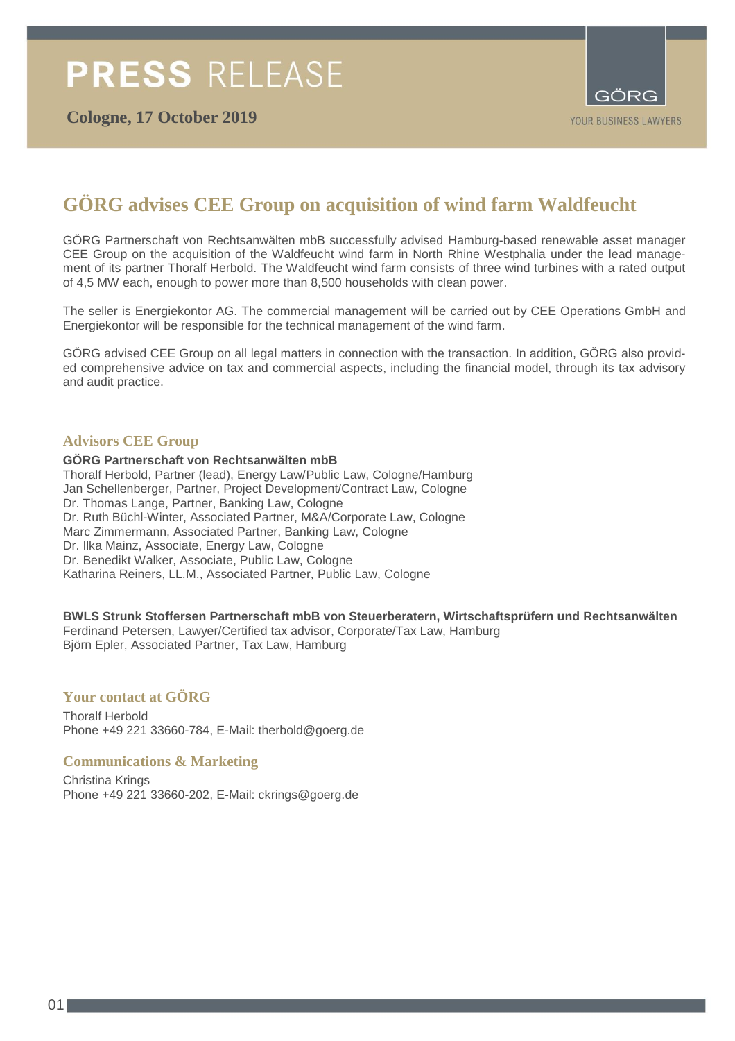# PRESS RELEASE

**Cologne, 17 October 2019**

GÖRG
YOUR BUSINESS LAWYERS

## GÖRG advises CEE Group on acquisition of wind farm Waldfeucht

GÖRG Partnerschaft von Rechtsanwälten mbB successfully advised Hamburg-based renewable asset manager CEE Group on the acquisition of the Waldfeucht wind farm in North Rhine Westphalia under the lead management of its partner Thoralf Herbold. The Waldfeucht wind farm consists of three wind turbines with a rated output of 4,5 MW each, enough to power more than 8,500 households with clean power.

The seller is Energiekontor AG. The commercial management will be carried out by CEE Operations GmbH and Energiekontor will be responsible for the technical management of the wind farm.

GÖRG advised CEE Group on all legal matters in connection with the transaction. In addition, GÖRG also provided comprehensive advice on tax and commercial aspects, including the financial model, through its tax advisory and audit practice.

### Advisors CEE Group

**GÖRG Partnerschaft von Rechtsanwälten mbB**
Thoralf Herbold, Partner (lead), Energy Law/Public Law, Cologne/Hamburg
Jan Schellenberger, Partner, Project Development/Contract Law, Cologne
Dr. Thomas Lange, Partner, Banking Law, Cologne
Dr. Ruth Büchl-Winter, Associated Partner, M&A/Corporate Law, Cologne
Marc Zimmermann, Associated Partner, Banking Law, Cologne
Dr. Ilka Mainz, Associate, Energy Law, Cologne
Dr. Benedikt Walker, Associate, Public Law, Cologne
Katharina Reiners, LL.M., Associated Partner, Public Law, Cologne

**BWLS Strunk Stoffersen Partnerschaft mbB von Steuerberatern, Wirtschaftsprüfern und Rechtsanwälten**
Ferdinand Petersen, Lawyer/Certified tax advisor, Corporate/Tax Law, Hamburg
Björn Epler, Associated Partner, Tax Law, Hamburg

### Your contact at GÖRG

Thoralf Herbold
Phone +49 221 33660-784, E-Mail: therbold@goerg.de

### Communications & Marketing

Christina Krings
Phone +49 221 33660-202, E-Mail: ckrings@goerg.de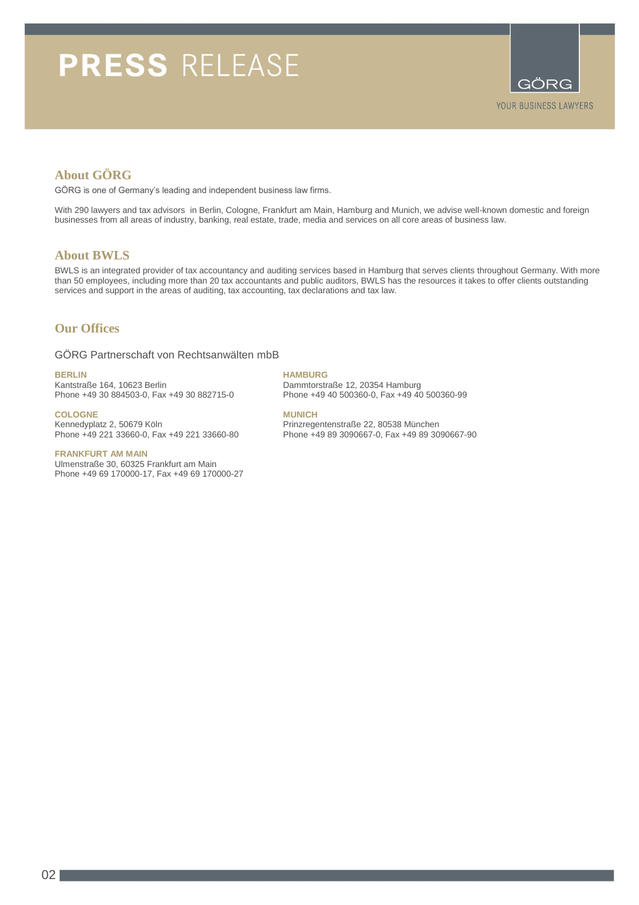## About GÖRG

GÖRG is one of Germany's leading and independent business law firms.

With 290 lawyers and tax advisors in Berlin, Cologne, Frankfurt am Main, Hamburg and Munich, we advise well-known domestic and foreign businesses from all areas of industry, banking, real estate, trade, media and services on all core areas of business law.

## About BWLS

BWLS is an integrated provider of tax accountancy and auditing services based in Hamburg that serves clients throughout Germany. With more than 50 employees, including more than 20 tax accountants and public auditors, BWLS has the resources it takes to offer clients outstanding services and support in the areas of auditing, tax accounting, tax declarations and tax law.

## Our Offices

GÖRG Partnerschaft von Rechtsanwälten mbB

**BERLIN**
Kantstraße 164, 10623 Berlin
Phone +49 30 884503-0, Fax +49 30 882715-0

**COLOGNE**
Kennedyplatz 2, 50679 Köln
Phone +49 221 33660-0, Fax +49 221 33660-80

**FRANKFURT AM MAIN**
Ulmenstraße 30, 60325 Frankfurt am Main
Phone +49 69 170000-17, Fax +49 69 170000-27

**HAMBURG**
Dammtorstraße 12, 20354 Hamburg
Phone +49 40 500360-0, Fax +49 40 500360-99

**MUNICH**
Prinzregentenstraße 22, 80538 München
Phone +49 89 3090667-0, Fax +49 89 3090667-90